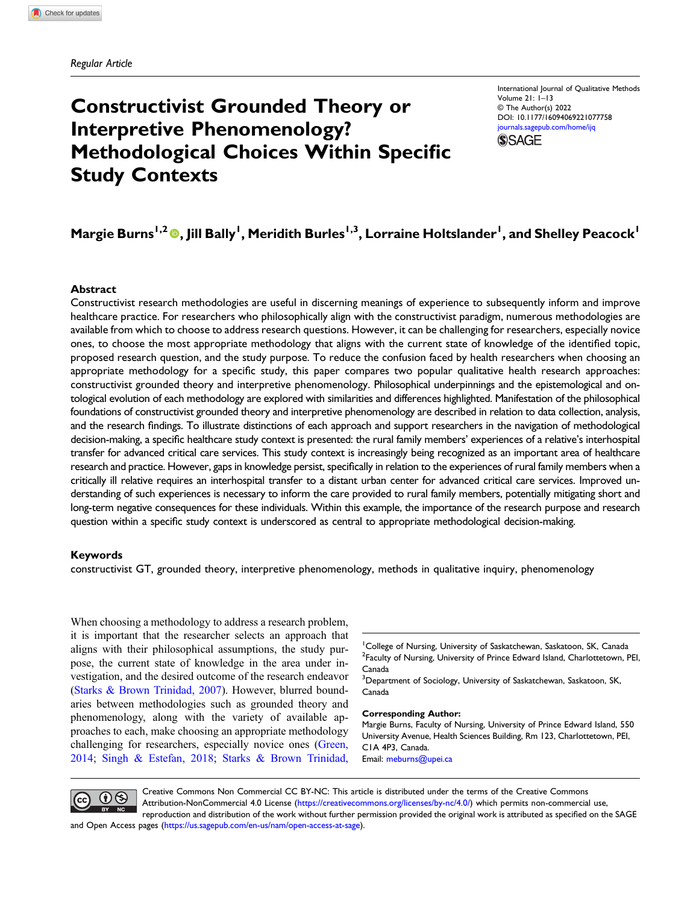Regular Article

# Constructivist Grounded Theory or Interpretive Phenomenology? Methodological Choices Within Specific Study Contexts

International Journal of Qualitative Methods
Volume 21: 1–13
© The Author(s) 2022
DOI: 10.1177/16094069221077758
journals.sagepub.com/home/ijq

**Margie Burns[1,2], Jill Bally[1], Meridith Burles[1,3], Lorraine Holtslander[1], and Shelley Peacock[1]**

## Abstract

Constructivist research methodologies are useful in discerning meanings of experience to subsequently inform and improve healthcare practice. For researchers who philosophically align with the constructivist paradigm, numerous methodologies are available from which to choose to address research questions. However, it can be challenging for researchers, especially novice ones, to choose the most appropriate methodology that aligns with the current state of knowledge of the identified topic, proposed research question, and the study purpose. To reduce the confusion faced by health researchers when choosing an appropriate methodology for a specific study, this paper compares two popular qualitative health research approaches: constructivist grounded theory and interpretive phenomenology. Philosophical underpinnings and the epistemological and ontological evolution of each methodology are explored with similarities and differences highlighted. Manifestation of the philosophical foundations of constructivist grounded theory and interpretive phenomenology are described in relation to data collection, analysis, and the research findings. To illustrate distinctions of each approach and support researchers in the navigation of methodological decision-making, a specific healthcare study context is presented: the rural family members' experiences of a relative's interhospital transfer for advanced critical care services. This study context is increasingly being recognized as an important area of healthcare research and practice. However, gaps in knowledge persist, specifically in relation to the experiences of rural family members when a critically ill relative requires an interhospital transfer to a distant urban center for advanced critical care services. Improved understanding of such experiences is necessary to inform the care provided to rural family members, potentially mitigating short and long-term negative consequences for these individuals. Within this example, the importance of the research purpose and research question within a specific study context is underscored as central to appropriate methodological decision-making.

## Keywords

constructivist GT, grounded theory, interpretive phenomenology, methods in qualitative inquiry, phenomenology

When choosing a methodology to address a research problem, it is important that the researcher selects an approach that aligns with their philosophical assumptions, the study purpose, the current state of knowledge in the area under investigation, and the desired outcome of the research endeavor (Starks & Brown Trinidad, 2007). However, blurred boundaries between methodologies such as grounded theory and phenomenology, along with the variety of available approaches to each, make choosing an appropriate methodology challenging for researchers, especially novice ones (Green, 2014; Singh & Estefan, 2018; Starks & Brown Trinidad,

[1] College of Nursing, University of Saskatchewan, Saskatoon, SK, Canada
[2] Faculty of Nursing, University of Prince Edward Island, Charlottetown, PEI, Canada
[3] Department of Sociology, University of Saskatchewan, Saskatoon, SK, Canada

**Corresponding Author:**
Margie Burns, Faculty of Nursing, University of Prince Edward Island, 550 University Avenue, Health Sciences Building, Rm 123, Charlottetown, PEI, C1A 4P3, Canada.
Email: meburns@upei.ca

Creative Commons Non Commercial CC BY-NC: This article is distributed under the terms of the Creative Commons Attribution-NonCommercial 4.0 License (https://creativecommons.org/licenses/by-nc/4.0/) which permits non-commercial use, reproduction and distribution of the work without further permission provided the original work is attributed as specified on the SAGE and Open Access pages (https://us.sagepub.com/en-us/nam/open-access-at-sage).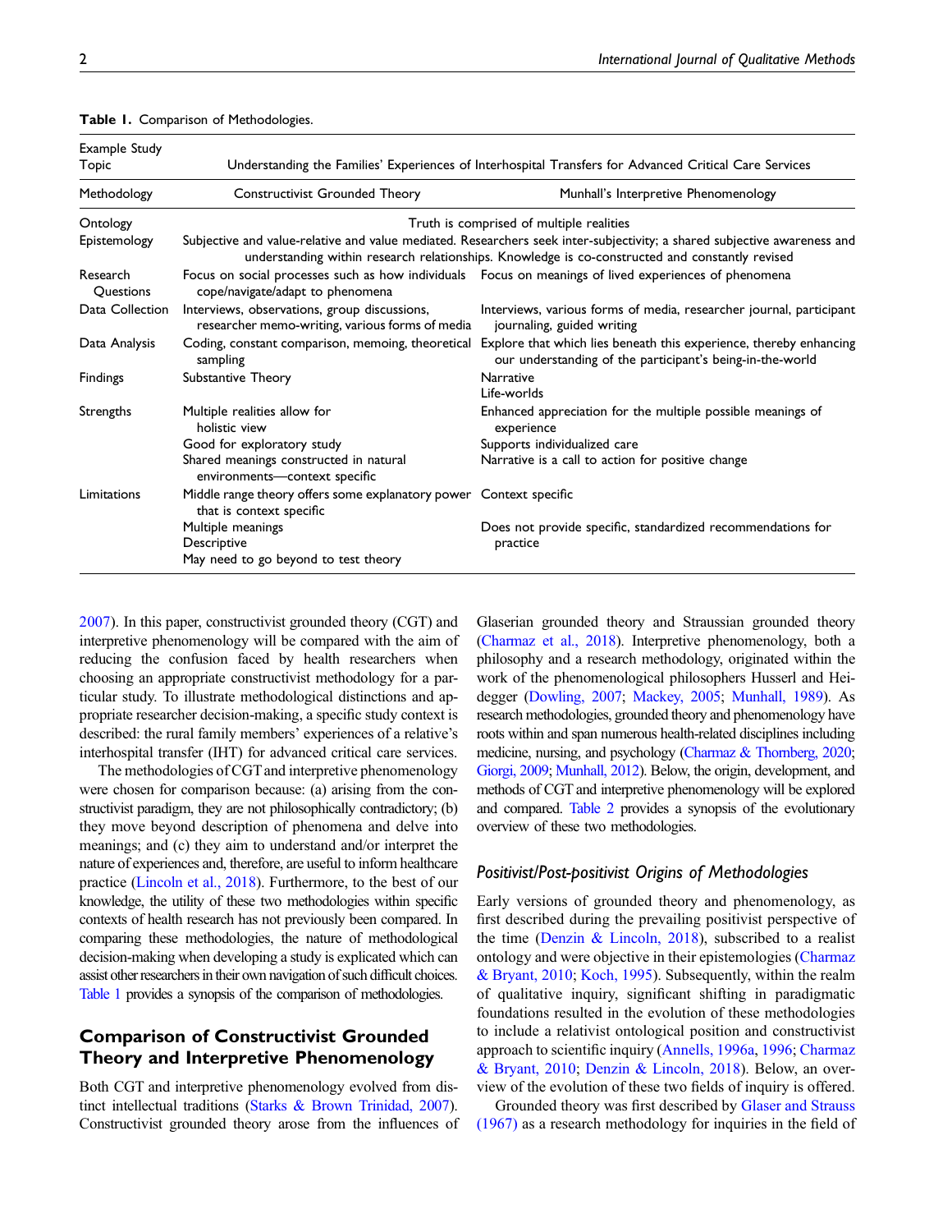**Table 1.** Comparison of Methodologies.

| Example Study Topic | Understanding the Families' Experiences of Interhospital Transfers for Advanced Critical Care Services | |
|---|---|---|
| Methodology | Constructivist Grounded Theory | Munhall's Interpretive Phenomenology |
| Ontology | Truth is comprised of multiple realities | |
| Epistemology | Subjective and value-relative and value mediated. Researchers seek inter-subjectivity; a shared subjective awareness and understanding within research relationships. Knowledge is co-constructed and constantly revised | |
| Research Questions | Focus on social processes such as how individuals cope/navigate/adapt to phenomena | Focus on meanings of lived experiences of phenomena |
| Data Collection | Interviews, observations, group discussions, researcher memo-writing, various forms of media | Interviews, various forms of media, researcher journal, participant journaling, guided writing |
| Data Analysis | Coding, constant comparison, memoing, theoretical sampling | Explore that which lies beneath this experience, thereby enhancing our understanding of the participant's being-in-the-world |
| Findings | Substantive Theory | Narrative<br>Life-worlds |
| Strengths | Multiple realities allow for holistic view<br>Good for exploratory study<br>Shared meanings constructed in natural environments—context specific | Enhanced appreciation for the multiple possible meanings of experience<br>Supports individualized care<br>Narrative is a call to action for positive change |
| Limitations | Middle range theory offers some explanatory power that is context specific<br>Multiple meanings<br>Descriptive<br>May need to go beyond to test theory | Context specific<br>Does not provide specific, standardized recommendations for practice |

2007). In this paper, constructivist grounded theory (CGT) and interpretive phenomenology will be compared with the aim of reducing the confusion faced by health researchers when choosing an appropriate constructivist methodology for a particular study. To illustrate methodological distinctions and appropriate researcher decision-making, a specific study context is described: the rural family members' experiences of a relative's interhospital transfer (IHT) for advanced critical care services.

The methodologies of CGT and interpretive phenomenology were chosen for comparison because: (a) arising from the constructivist paradigm, they are not philosophically contradictory; (b) they move beyond description of phenomena and delve into meanings; and (c) they aim to understand and/or interpret the nature of experiences and, therefore, are useful to inform healthcare practice (Lincoln et al., 2018). Furthermore, to the best of our knowledge, the utility of these two methodologies within specific contexts of health research has not previously been compared. In comparing these methodologies, the nature of methodological decision-making when developing a study is explicated which can assist other researchers in their own navigation of such difficult choices. Table 1 provides a synopsis of the comparison of methodologies.

## Comparison of Constructivist Grounded Theory and Interpretive Phenomenology

Both CGT and interpretive phenomenology evolved from distinct intellectual traditions (Starks & Brown Trinidad, 2007). Constructivist grounded theory arose from the influences of Glaserian grounded theory and Straussian grounded theory (Charmaz et al., 2018). Interpretive phenomenology, both a philosophy and a research methodology, originated within the work of the phenomenological philosophers Husserl and Heidegger (Dowling, 2007; Mackey, 2005; Munhall, 1989). As research methodologies, grounded theory and phenomenology have roots within and span numerous health-related disciplines including medicine, nursing, and psychology (Charmaz & Thornberg, 2020; Giorgi, 2009; Munhall, 2012). Below, the origin, development, and methods of CGT and interpretive phenomenology will be explored and compared. Table 2 provides a synopsis of the evolutionary overview of these two methodologies.

### *Positivist/Post-positivist Origins of Methodologies*

Early versions of grounded theory and phenomenology, as first described during the prevailing positivist perspective of the time (Denzin & Lincoln, 2018), subscribed to a realist ontology and were objective in their epistemologies (Charmaz & Bryant, 2010; Koch, 1995). Subsequently, within the realm of qualitative inquiry, significant shifting in paradigmatic foundations resulted in the evolution of these methodologies to include a relativist ontological position and constructivist approach to scientific inquiry (Annells, 1996a, 1996; Charmaz & Bryant, 2010; Denzin & Lincoln, 2018). Below, an overview of the evolution of these two fields of inquiry is offered.

Grounded theory was first described by Glaser and Strauss (1967) as a research methodology for inquiries in the field of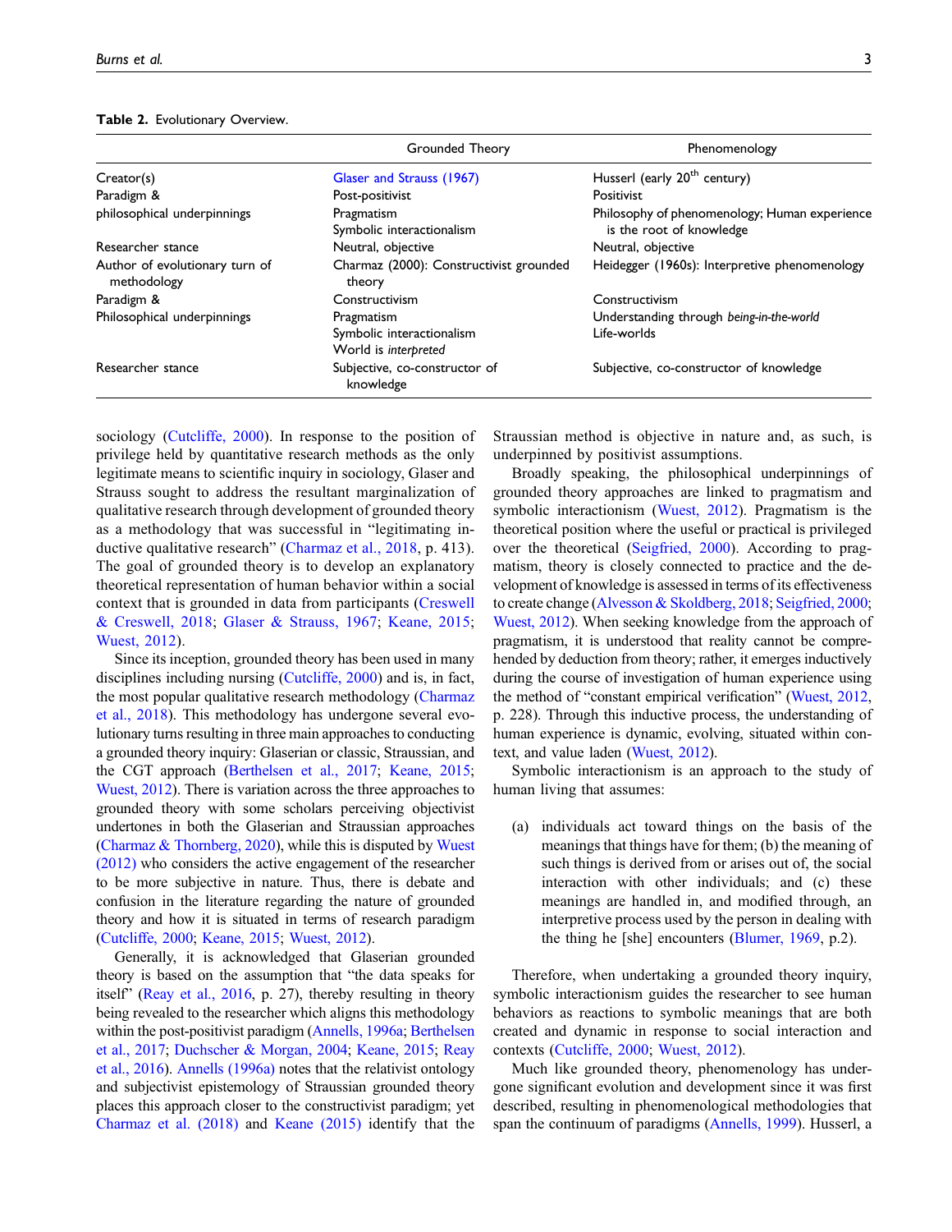**Table 2.** Evolutionary Overview.

| | Grounded Theory | Phenomenology |
|---|---|---|
| Creator(s) | Glaser and Strauss (1967) | Husserl (early 20th century) |
| Paradigm & | Post-positivist | Positivist |
| philosophical underpinnings | Pragmatism<br>Symbolic interactionalism | Philosophy of phenomenology; Human experience is the root of knowledge |
| Researcher stance | Neutral, objective | Neutral, objective |
| Author of evolutionary turn of methodology | Charmaz (2000): Constructivist grounded theory | Heidegger (1960s): Interpretive phenomenology |
| Paradigm & | Constructivism | Constructivism |
| Philosophical underpinnings | Pragmatism<br>Symbolic interactionalism<br>World is *interpreted* | Understanding through *being-in-the-world*<br>Life-worlds |
| Researcher stance | Subjective, co-constructor of knowledge | Subjective, co-constructor of knowledge |

sociology (Cutcliffe, 2000). In response to the position of privilege held by quantitative research methods as the only legitimate means to scientific inquiry in sociology, Glaser and Strauss sought to address the resultant marginalization of qualitative research through development of grounded theory as a methodology that was successful in "legitimating inductive qualitative research" (Charmaz et al., 2018, p. 413). The goal of grounded theory is to develop an explanatory theoretical representation of human behavior within a social context that is grounded in data from participants (Creswell & Creswell, 2018; Glaser & Strauss, 1967; Keane, 2015; Wuest, 2012).

Since its inception, grounded theory has been used in many disciplines including nursing (Cutcliffe, 2000) and is, in fact, the most popular qualitative research methodology (Charmaz et al., 2018). This methodology has undergone several evolutionary turns resulting in three main approaches to conducting a grounded theory inquiry: Glaserian or classic, Straussian, and the CGT approach (Berthelsen et al., 2017; Keane, 2015; Wuest, 2012). There is variation across the three approaches to grounded theory with some scholars perceiving objectivist undertones in both the Glaserian and Straussian approaches (Charmaz & Thornberg, 2020), while this is disputed by Wuest (2012) who considers the active engagement of the researcher to be more subjective in nature. Thus, there is debate and confusion in the literature regarding the nature of grounded theory and how it is situated in terms of research paradigm (Cutcliffe, 2000; Keane, 2015; Wuest, 2012).

Generally, it is acknowledged that Glaserian grounded theory is based on the assumption that "the data speaks for itself" (Reay et al., 2016, p. 27), thereby resulting in theory being revealed to the researcher which aligns this methodology within the post-positivist paradigm (Annells, 1996a; Berthelsen et al., 2017; Duchscher & Morgan, 2004; Keane, 2015; Reay et al., 2016). Annells (1996a) notes that the relativist ontology and subjectivist epistemology of Straussian grounded theory places this approach closer to the constructivist paradigm; yet Charmaz et al. (2018) and Keane (2015) identify that the Straussian method is objective in nature and, as such, is underpinned by positivist assumptions.

Broadly speaking, the philosophical underpinnings of grounded theory approaches are linked to pragmatism and symbolic interactionism (Wuest, 2012). Pragmatism is the theoretical position where the useful or practical is privileged over the theoretical (Seigfried, 2000). According to pragmatism, theory is closely connected to practice and the development of knowledge is assessed in terms of its effectiveness to create change (Alvesson & Skoldberg, 2018; Seigfried, 2000; Wuest, 2012). When seeking knowledge from the approach of pragmatism, it is understood that reality cannot be comprehended by deduction from theory; rather, it emerges inductively during the course of investigation of human experience using the method of "constant empirical verification" (Wuest, 2012, p. 228). Through this inductive process, the understanding of human experience is dynamic, evolving, situated within context, and value laden (Wuest, 2012).

Symbolic interactionism is an approach to the study of human living that assumes:

> (a) individuals act toward things on the basis of the meanings that things have for them; (b) the meaning of such things is derived from or arises out of, the social interaction with other individuals; and (c) these meanings are handled in, and modified through, an interpretive process used by the person in dealing with the thing he [she] encounters (Blumer, 1969, p.2).

Therefore, when undertaking a grounded theory inquiry, symbolic interactionism guides the researcher to see human behaviors as reactions to symbolic meanings that are both created and dynamic in response to social interaction and contexts (Cutcliffe, 2000; Wuest, 2012).

Much like grounded theory, phenomenology has undergone significant evolution and development since it was first described, resulting in phenomenological methodologies that span the continuum of paradigms (Annells, 1999). Husserl, a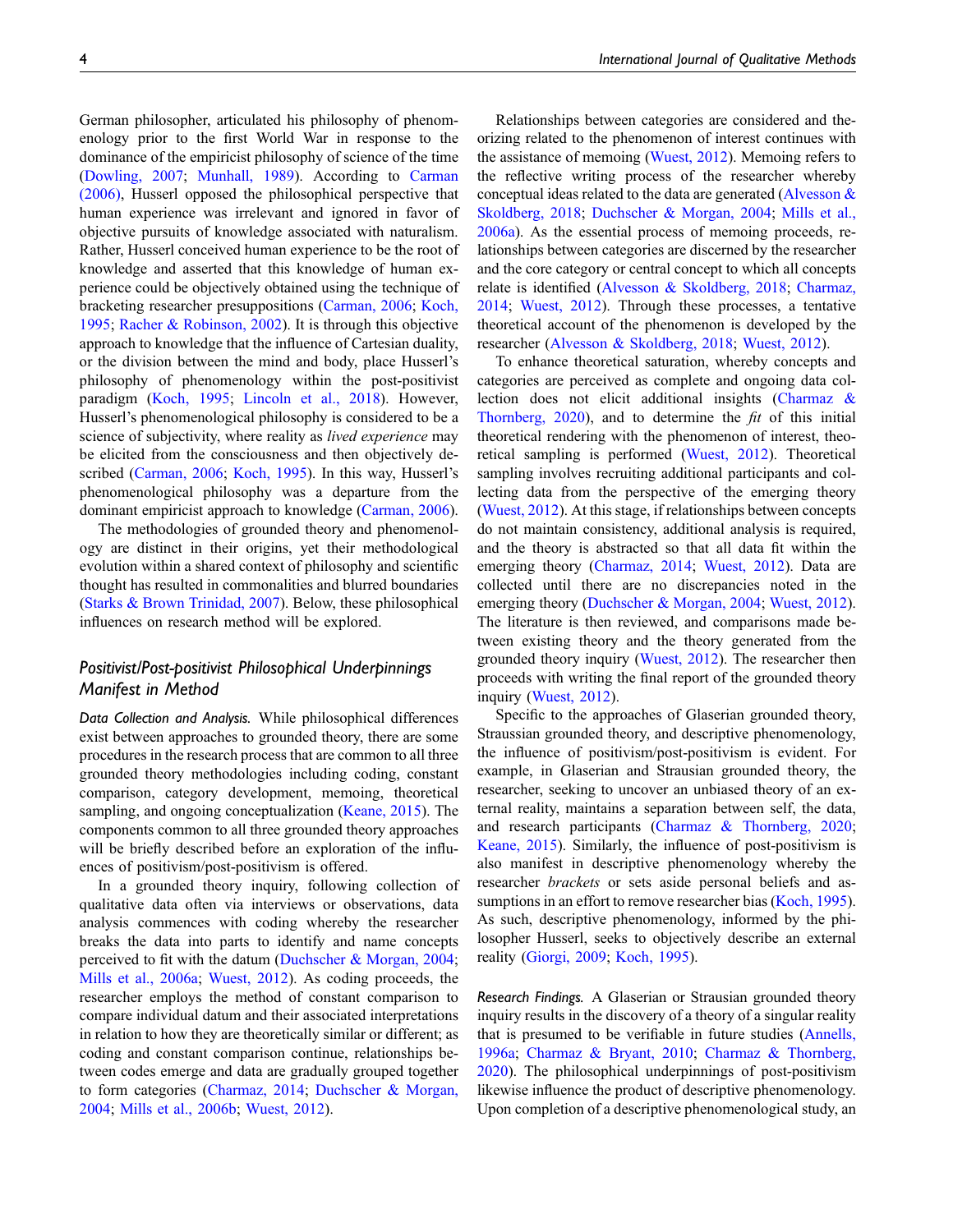German philosopher, articulated his philosophy of phenomenology prior to the first World War in response to the dominance of the empiricist philosophy of science of the time (Dowling, 2007; Munhall, 1989). According to Carman (2006), Husserl opposed the philosophical perspective that human experience was irrelevant and ignored in favor of objective pursuits of knowledge associated with naturalism. Rather, Husserl conceived human experience to be the root of knowledge and asserted that this knowledge of human experience could be objectively obtained using the technique of bracketing researcher presuppositions (Carman, 2006; Koch, 1995; Racher & Robinson, 2002). It is through this objective approach to knowledge that the influence of Cartesian duality, or the division between the mind and body, place Husserl's philosophy of phenomenology within the post-positivist paradigm (Koch, 1995; Lincoln et al., 2018). However, Husserl's phenomenological philosophy is considered to be a science of subjectivity, where reality as *lived experience* may be elicited from the consciousness and then objectively described (Carman, 2006; Koch, 1995). In this way, Husserl's phenomenological philosophy was a departure from the dominant empiricist approach to knowledge (Carman, 2006).

The methodologies of grounded theory and phenomenology are distinct in their origins, yet their methodological evolution within a shared context of philosophy and scientific thought has resulted in commonalities and blurred boundaries (Starks & Brown Trinidad, 2007). Below, these philosophical influences on research method will be explored.

### Positivist/Post-positivist Philosophical Underpinnings Manifest in Method

*Data Collection and Analysis.* While philosophical differences exist between approaches to grounded theory, there are some procedures in the research process that are common to all three grounded theory methodologies including coding, constant comparison, category development, memoing, theoretical sampling, and ongoing conceptualization (Keane, 2015). The components common to all three grounded theory approaches will be briefly described before an exploration of the influences of positivism/post-positivism is offered.

In a grounded theory inquiry, following collection of qualitative data often via interviews or observations, data analysis commences with coding whereby the researcher breaks the data into parts to identify and name concepts perceived to fit with the datum (Duchscher & Morgan, 2004; Mills et al., 2006a; Wuest, 2012). As coding proceeds, the researcher employs the method of constant comparison to compare individual datum and their associated interpretations in relation to how they are theoretically similar or different; as coding and constant comparison continue, relationships between codes emerge and data are gradually grouped together to form categories (Charmaz, 2014; Duchscher & Morgan, 2004; Mills et al., 2006b; Wuest, 2012).

Relationships between categories are considered and theorizing related to the phenomenon of interest continues with the assistance of memoing (Wuest, 2012). Memoing refers to the reflective writing process of the researcher whereby conceptual ideas related to the data are generated (Alvesson & Skoldberg, 2018; Duchscher & Morgan, 2004; Mills et al., 2006a). As the essential process of memoing proceeds, relationships between categories are discerned by the researcher and the core category or central concept to which all concepts relate is identified (Alvesson & Skoldberg, 2018; Charmaz, 2014; Wuest, 2012). Through these processes, a tentative theoretical account of the phenomenon is developed by the researcher (Alvesson & Skoldberg, 2018; Wuest, 2012).

To enhance theoretical saturation, whereby concepts and categories are perceived as complete and ongoing data collection does not elicit additional insights (Charmaz & Thornberg, 2020), and to determine the *fit* of this initial theoretical rendering with the phenomenon of interest, theoretical sampling is performed (Wuest, 2012). Theoretical sampling involves recruiting additional participants and collecting data from the perspective of the emerging theory (Wuest, 2012). At this stage, if relationships between concepts do not maintain consistency, additional analysis is required, and the theory is abstracted so that all data fit within the emerging theory (Charmaz, 2014; Wuest, 2012). Data are collected until there are no discrepancies noted in the emerging theory (Duchscher & Morgan, 2004; Wuest, 2012). The literature is then reviewed, and comparisons made between existing theory and the theory generated from the grounded theory inquiry (Wuest, 2012). The researcher then proceeds with writing the final report of the grounded theory inquiry (Wuest, 2012).

Specific to the approaches of Glaserian grounded theory, Straussian grounded theory, and descriptive phenomenology, the influence of positivism/post-positivism is evident. For example, in Glaserian and Strausian grounded theory, the researcher, seeking to uncover an unbiased theory of an external reality, maintains a separation between self, the data, and research participants (Charmaz & Thornberg, 2020; Keane, 2015). Similarly, the influence of post-positivism is also manifest in descriptive phenomenology whereby the researcher *brackets* or sets aside personal beliefs and assumptions in an effort to remove researcher bias (Koch, 1995). As such, descriptive phenomenology, informed by the philosopher Husserl, seeks to objectively describe an external reality (Giorgi, 2009; Koch, 1995).

*Research Findings.* A Glaserian or Strausian grounded theory inquiry results in the discovery of a theory of a singular reality that is presumed to be verifiable in future studies (Annells, 1996a; Charmaz & Bryant, 2010; Charmaz & Thornberg, 2020). The philosophical underpinnings of post-positivism likewise influence the product of descriptive phenomenology. Upon completion of a descriptive phenomenological study, an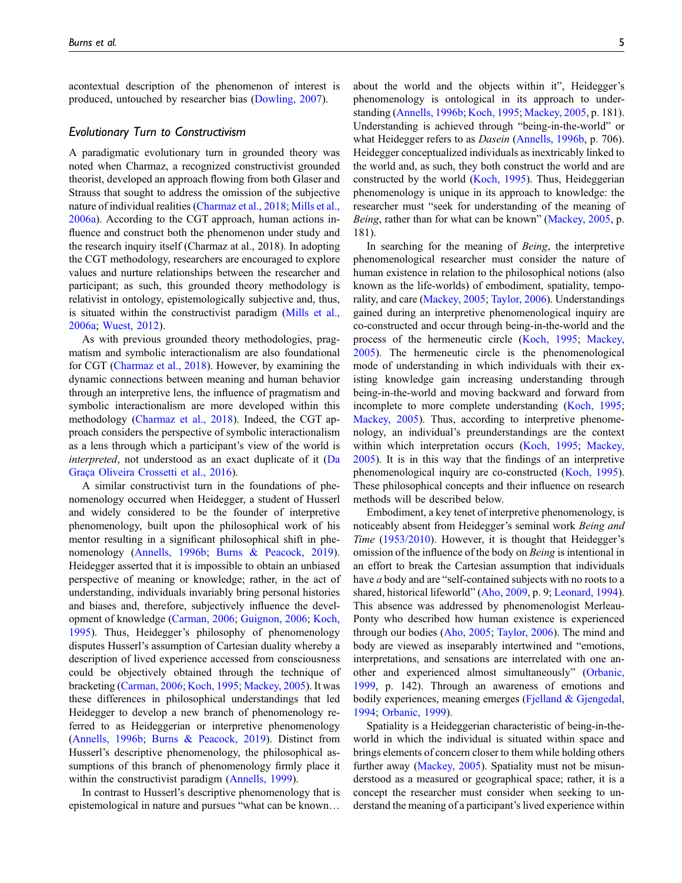acontextual description of the phenomenon of interest is produced, untouched by researcher bias (Dowling, 2007).

## *Evolutionary Turn to Constructivism*

A paradigmatic evolutionary turn in grounded theory was noted when Charmaz, a recognized constructivist grounded theorist, developed an approach flowing from both Glaser and Strauss that sought to address the omission of the subjective nature of individual realities (Charmaz et al., 2018; Mills et al., 2006a). According to the CGT approach, human actions influence and construct both the phenomenon under study and the research inquiry itself (Charmaz at al., 2018). In adopting the CGT methodology, researchers are encouraged to explore values and nurture relationships between the researcher and participant; as such, this grounded theory methodology is relativist in ontology, epistemologically subjective and, thus, is situated within the constructivist paradigm (Mills et al., 2006a; Wuest, 2012).

As with previous grounded theory methodologies, pragmatism and symbolic interactionalism are also foundational for CGT (Charmaz et al., 2018). However, by examining the dynamic connections between meaning and human behavior through an interpretive lens, the influence of pragmatism and symbolic interactionalism are more developed within this methodology (Charmaz et al., 2018). Indeed, the CGT approach considers the perspective of symbolic interactionalism as a lens through which a participant's view of the world is *interpreted*, not understood as an exact duplicate of it (Da Graça Oliveira Crossetti et al., 2016).

A similar constructivist turn in the foundations of phenomenology occurred when Heidegger, a student of Husserl and widely considered to be the founder of interpretive phenomenology, built upon the philosophical work of his mentor resulting in a significant philosophical shift in phenomenology (Annells, 1996b; Burns & Peacock, 2019). Heidegger asserted that it is impossible to obtain an unbiased perspective of meaning or knowledge; rather, in the act of understanding, individuals invariably bring personal histories and biases and, therefore, subjectively influence the development of knowledge (Carman, 2006; Guignon, 2006; Koch, 1995). Thus, Heidegger's philosophy of phenomenology disputes Husserl's assumption of Cartesian duality whereby a description of lived experience accessed from consciousness could be objectively obtained through the technique of bracketing (Carman, 2006; Koch, 1995; Mackey, 2005). It was these differences in philosophical understandings that led Heidegger to develop a new branch of phenomenology referred to as Heideggerian or interpretive phenomenology (Annells, 1996b; Burns & Peacock, 2019). Distinct from Husserl's descriptive phenomenology, the philosophical assumptions of this branch of phenomenology firmly place it within the constructivist paradigm (Annells, 1999).

In contrast to Husserl's descriptive phenomenology that is epistemological in nature and pursues "what can be known… about the world and the objects within it", Heidegger's phenomenology is ontological in its approach to understanding (Annells, 1996b; Koch, 1995; Mackey, 2005, p. 181). Understanding is achieved through "being-in-the-world" or what Heidegger refers to as *Dasein* (Annells, 1996b, p. 706). Heidegger conceptualized individuals as inextricably linked to the world and, as such, they both construct the world and are constructed by the world (Koch, 1995). Thus, Heideggerian phenomenology is unique in its approach to knowledge: the researcher must "seek for understanding of the meaning of *Being*, rather than for what can be known" (Mackey, 2005, p. 181).

In searching for the meaning of *Being*, the interpretive phenomenological researcher must consider the nature of human existence in relation to the philosophical notions (also known as the life-worlds) of embodiment, spatiality, temporality, and care (Mackey, 2005; Taylor, 2006). Understandings gained during an interpretive phenomenological inquiry are co-constructed and occur through being-in-the-world and the process of the hermeneutic circle (Koch, 1995; Mackey, 2005). The hermeneutic circle is the phenomenological mode of understanding in which individuals with their existing knowledge gain increasing understanding through being-in-the-world and moving backward and forward from incomplete to more complete understanding (Koch, 1995; Mackey, 2005). Thus, according to interpretive phenomenology, an individual's preunderstandings are the context within which interpretation occurs (Koch, 1995; Mackey, 2005). It is in this way that the findings of an interpretive phenomenological inquiry are co-constructed (Koch, 1995). These philosophical concepts and their influence on research methods will be described below.

Embodiment, a key tenet of interpretive phenomenology, is noticeably absent from Heidegger's seminal work *Being and Time* (1953/2010). However, it is thought that Heidegger's omission of the influence of the body on *Being* is intentional in an effort to break the Cartesian assumption that individuals have *a* body and are "self-contained subjects with no roots to a shared, historical lifeworld" (Aho, 2009, p. 9; Leonard, 1994). This absence was addressed by phenomenologist Merleau-Ponty who described how human existence is experienced through our bodies (Aho, 2005; Taylor, 2006). The mind and body are viewed as inseparably intertwined and "emotions, interpretations, and sensations are interrelated with one another and experienced almost simultaneously" (Orbanic, 1999, p. 142). Through an awareness of emotions and bodily experiences, meaning emerges (Fjelland & Gjengedal, 1994; Orbanic, 1999).

Spatiality is a Heideggerian characteristic of being-in-the-world in which the individual is situated within space and brings elements of concern closer to them while holding others further away (Mackey, 2005). Spatiality must not be misunderstood as a measured or geographical space; rather, it is a concept the researcher must consider when seeking to understand the meaning of a participant's lived experience within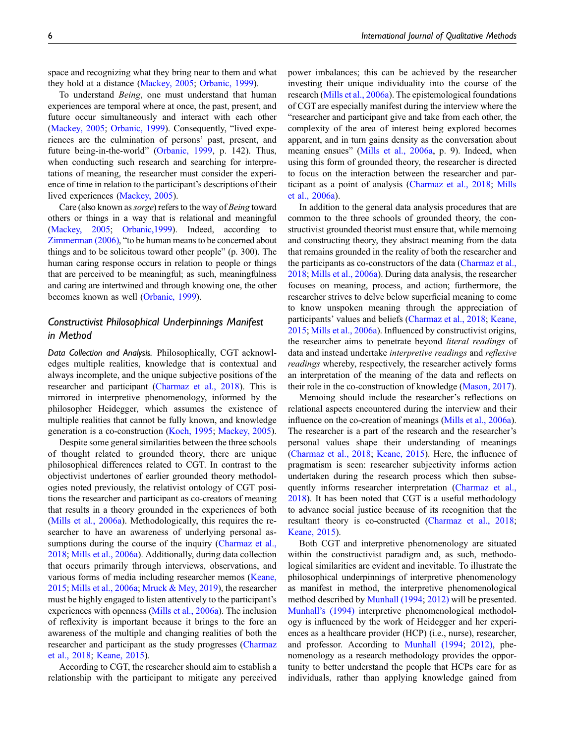space and recognizing what they bring near to them and what they hold at a distance (Mackey, 2005; Orbanic, 1999).

To understand *Being*, one must understand that human experiences are temporal where at once, the past, present, and future occur simultaneously and interact with each other (Mackey, 2005; Orbanic, 1999). Consequently, "lived experiences are the culmination of persons' past, present, and future being-in-the-world" (Orbanic, 1999, p. 142). Thus, when conducting such research and searching for interpretations of meaning, the researcher must consider the experience of time in relation to the participant's descriptions of their lived experiences (Mackey, 2005).

Care (also known as *sorge*) refers to the way of *Being* toward others or things in a way that is relational and meaningful (Mackey, 2005; Orbanic,1999). Indeed, according to Zimmerman (2006), "to be human means to be concerned about things and to be solicitous toward other people" (p. 300). The human caring response occurs in relation to people or things that are perceived to be meaningful; as such, meaningfulness and caring are intertwined and through knowing one, the other becomes known as well (Orbanic, 1999).

### Constructivist Philosophical Underpinnings Manifest in Method

*Data Collection and Analysis.* Philosophically, CGT acknowledges multiple realities, knowledge that is contextual and always incomplete, and the unique subjective positions of the researcher and participant (Charmaz et al., 2018). This is mirrored in interpretive phenomenology, informed by the philosopher Heidegger, which assumes the existence of multiple realities that cannot be fully known, and knowledge generation is a co-construction (Koch, 1995; Mackey, 2005).

Despite some general similarities between the three schools of thought related to grounded theory, there are unique philosophical differences related to CGT. In contrast to the objectivist undertones of earlier grounded theory methodologies noted previously, the relativist ontology of CGT positions the researcher and participant as co-creators of meaning that results in a theory grounded in the experiences of both (Mills et al., 2006a). Methodologically, this requires the researcher to have an awareness of underlying personal assumptions during the course of the inquiry (Charmaz et al., 2018; Mills et al., 2006a). Additionally, during data collection that occurs primarily through interviews, observations, and various forms of media including researcher memos (Keane, 2015; Mills et al., 2006a; Mruck & Mey, 2019), the researcher must be highly engaged to listen attentively to the participant's experiences with openness (Mills et al., 2006a). The inclusion of reflexivity is important because it brings to the fore an awareness of the multiple and changing realities of both the researcher and participant as the study progresses (Charmaz et al., 2018; Keane, 2015).

According to CGT, the researcher should aim to establish a relationship with the participant to mitigate any perceived power imbalances; this can be achieved by the researcher investing their unique individuality into the course of the research (Mills et al., 2006a). The epistemological foundations of CGT are especially manifest during the interview where the "researcher and participant give and take from each other, the complexity of the area of interest being explored becomes apparent, and in turn gains density as the conversation about meaning ensues" (Mills et al., 2006a, p. 9). Indeed, when using this form of grounded theory, the researcher is directed to focus on the interaction between the researcher and participant as a point of analysis (Charmaz et al., 2018; Mills et al., 2006a).

In addition to the general data analysis procedures that are common to the three schools of grounded theory, the constructivist grounded theorist must ensure that, while memoing and constructing theory, they abstract meaning from the data that remains grounded in the reality of both the researcher and the participants as co-constructors of the data (Charmaz et al., 2018; Mills et al., 2006a). During data analysis, the researcher focuses on meaning, process, and action; furthermore, the researcher strives to delve below superficial meaning to come to know unspoken meaning through the appreciation of participants' values and beliefs (Charmaz et al., 2018; Keane, 2015; Mills et al., 2006a). Influenced by constructivist origins, the researcher aims to penetrate beyond *literal readings* of data and instead undertake *interpretive readings* and *reflexive readings* whereby, respectively, the researcher actively forms an interpretation of the meaning of the data and reflects on their role in the co-construction of knowledge (Mason, 2017).

Memoing should include the researcher's reflections on relational aspects encountered during the interview and their influence on the co-creation of meanings (Mills et al., 2006a). The researcher is a part of the research and the researcher's personal values shape their understanding of meanings (Charmaz et al., 2018; Keane, 2015). Here, the influence of pragmatism is seen: researcher subjectivity informs action undertaken during the research process which then subsequently informs researcher interpretation (Charmaz et al., 2018). It has been noted that CGT is a useful methodology to advance social justice because of its recognition that the resultant theory is co-constructed (Charmaz et al., 2018; Keane, 2015).

Both CGT and interpretive phenomenology are situated within the constructivist paradigm and, as such, methodological similarities are evident and inevitable. To illustrate the philosophical underpinnings of interpretive phenomenology as manifest in method, the interpretive phenomenological method described by Munhall (1994; 2012) will be presented. Munhall's (1994) interpretive phenomenological methodology is influenced by the work of Heidegger and her experiences as a healthcare provider (HCP) (i.e., nurse), researcher, and professor. According to Munhall (1994; 2012), phenomenology as a research methodology provides the opportunity to better understand the people that HCPs care for as individuals, rather than applying knowledge gained from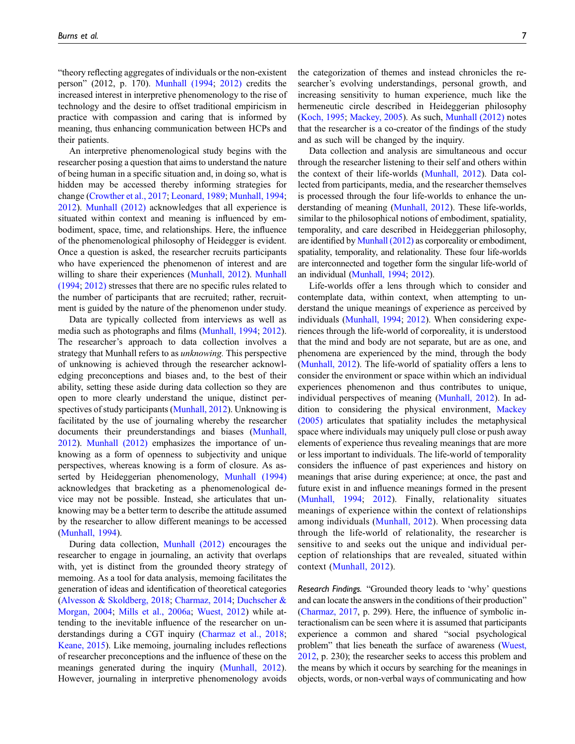"theory reflecting aggregates of individuals or the non-existent person" (2012, p. 170). Munhall (1994; 2012) credits the increased interest in interpretive phenomenology to the rise of technology and the desire to offset traditional empiricism in practice with compassion and caring that is informed by meaning, thus enhancing communication between HCPs and their patients.

An interpretive phenomenological study begins with the researcher posing a question that aims to understand the nature of being human in a specific situation and, in doing so, what is hidden may be accessed thereby informing strategies for change (Crowther et al., 2017; Leonard, 1989; Munhall, 1994; 2012). Munhall (2012) acknowledges that all experience is situated within context and meaning is influenced by embodiment, space, time, and relationships. Here, the influence of the phenomenological philosophy of Heidegger is evident. Once a question is asked, the researcher recruits participants who have experienced the phenomenon of interest and are willing to share their experiences (Munhall, 2012). Munhall (1994; 2012) stresses that there are no specific rules related to the number of participants that are recruited; rather, recruitment is guided by the nature of the phenomenon under study.

Data are typically collected from interviews as well as media such as photographs and films (Munhall, 1994; 2012). The researcher's approach to data collection involves a strategy that Munhall refers to as *unknowing.* This perspective of unknowing is achieved through the researcher acknowledging preconceptions and biases and, to the best of their ability, setting these aside during data collection so they are open to more clearly understand the unique, distinct perspectives of study participants (Munhall, 2012). Unknowing is facilitated by the use of journaling whereby the researcher documents their preunderstandings and biases (Munhall, 2012). Munhall (2012) emphasizes the importance of unknowing as a form of openness to subjectivity and unique perspectives, whereas knowing is a form of closure. As asserted by Heideggerian phenomenology, Munhall (1994) acknowledges that bracketing as a phenomenological device may not be possible. Instead, she articulates that unknowing may be a better term to describe the attitude assumed by the researcher to allow different meanings to be accessed (Munhall, 1994).

During data collection, Munhall (2012) encourages the researcher to engage in journaling, an activity that overlaps with, yet is distinct from the grounded theory strategy of memoing. As a tool for data analysis, memoing facilitates the generation of ideas and identification of theoretical categories (Alvesson & Skoldberg, 2018; Charmaz, 2014; Duchscher & Morgan, 2004; Mills et al., 2006a; Wuest, 2012) while attending to the inevitable influence of the researcher on understandings during a CGT inquiry (Charmaz et al., 2018; Keane, 2015). Like memoing, journaling includes reflections of researcher preconceptions and the influence of these on the meanings generated during the inquiry (Munhall, 2012). However, journaling in interpretive phenomenology avoids the categorization of themes and instead chronicles the researcher's evolving understandings, personal growth, and increasing sensitivity to human experience, much like the hermeneutic circle described in Heideggerian philosophy (Koch, 1995; Mackey, 2005). As such, Munhall (2012) notes that the researcher is a co-creator of the findings of the study and as such will be changed by the inquiry.

Data collection and analysis are simultaneous and occur through the researcher listening to their self and others within the context of their life-worlds (Munhall, 2012). Data collected from participants, media, and the researcher themselves is processed through the four life-worlds to enhance the understanding of meaning (Munhall, 2012). These life-worlds, similar to the philosophical notions of embodiment, spatiality, temporality, and care described in Heideggerian philosophy, are identified by Munhall (2012) as corporeality or embodiment, spatiality, temporality, and relationality. These four life-worlds are interconnected and together form the singular life-world of an individual (Munhall, 1994; 2012).

Life-worlds offer a lens through which to consider and contemplate data, within context, when attempting to understand the unique meanings of experience as perceived by individuals (Munhall, 1994; 2012). When considering experiences through the life-world of corporeality, it is understood that the mind and body are not separate, but are as one, and phenomena are experienced by the mind, through the body (Munhall, 2012). The life-world of spatiality offers a lens to consider the environment or space within which an individual experiences phenomenon and thus contributes to unique, individual perspectives of meaning (Munhall, 2012). In addition to considering the physical environment, Mackey (2005) articulates that spatiality includes the metaphysical space where individuals may uniquely pull close or push away elements of experience thus revealing meanings that are more or less important to individuals. The life-world of temporality considers the influence of past experiences and history on meanings that arise during experience; at once, the past and future exist in and influence meanings formed in the present (Munhall, 1994; 2012). Finally, relationality situates meanings of experience within the context of relationships among individuals (Munhall, 2012). When processing data through the life-world of relationality, the researcher is sensitive to and seeks out the unique and individual perception of relationships that are revealed, situated within context (Munhall, 2012).

*Research Findings.* "Grounded theory leads to 'why' questions and can locate the answers in the conditions of their production" (Charmaz, 2017, p. 299). Here, the influence of symbolic interactionalism can be seen where it is assumed that participants experience a common and shared "social psychological problem" that lies beneath the surface of awareness (Wuest, 2012, p. 230); the researcher seeks to access this problem and the means by which it occurs by searching for the meanings in objects, words, or non-verbal ways of communicating and how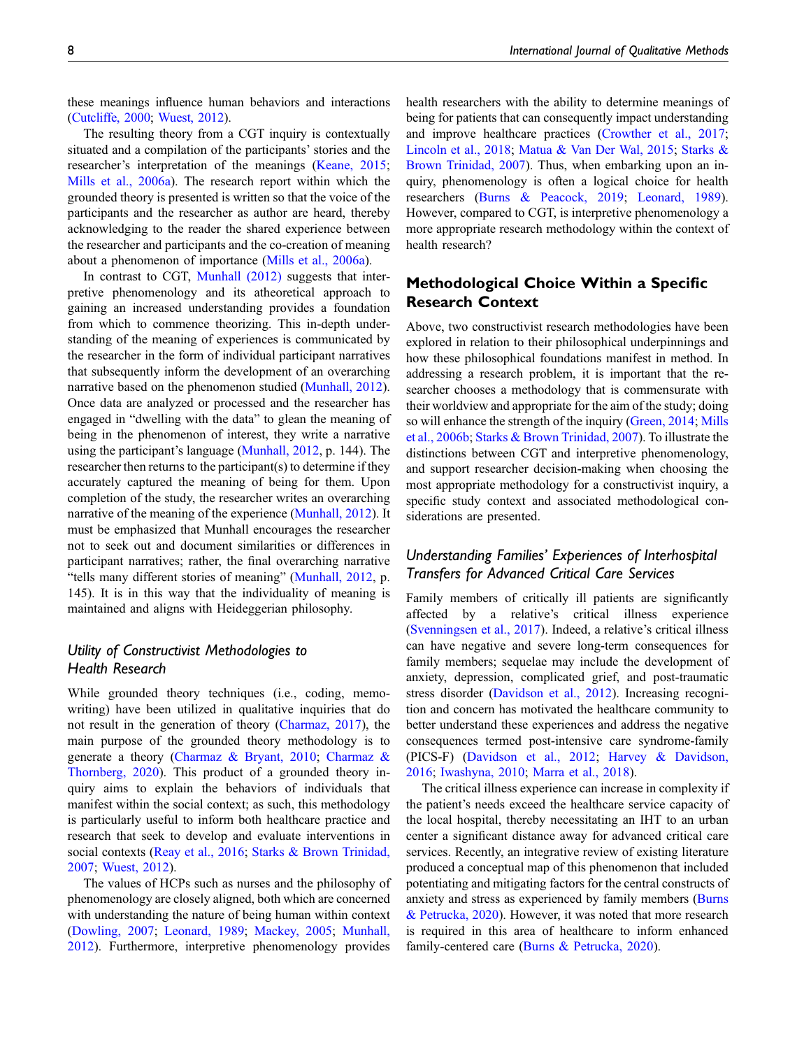these meanings influence human behaviors and interactions (Cutcliffe, 2000; Wuest, 2012).

The resulting theory from a CGT inquiry is contextually situated and a compilation of the participants' stories and the researcher's interpretation of the meanings (Keane, 2015; Mills et al., 2006a). The research report within which the grounded theory is presented is written so that the voice of the participants and the researcher as author are heard, thereby acknowledging to the reader the shared experience between the researcher and participants and the co-creation of meaning about a phenomenon of importance (Mills et al., 2006a).

In contrast to CGT, Munhall (2012) suggests that interpretive phenomenology and its atheoretical approach to gaining an increased understanding provides a foundation from which to commence theorizing. This in-depth understanding of the meaning of experiences is communicated by the researcher in the form of individual participant narratives that subsequently inform the development of an overarching narrative based on the phenomenon studied (Munhall, 2012). Once data are analyzed or processed and the researcher has engaged in "dwelling with the data" to glean the meaning of being in the phenomenon of interest, they write a narrative using the participant's language (Munhall, 2012, p. 144). The researcher then returns to the participant(s) to determine if they accurately captured the meaning of being for them. Upon completion of the study, the researcher writes an overarching narrative of the meaning of the experience (Munhall, 2012). It must be emphasized that Munhall encourages the researcher not to seek out and document similarities or differences in participant narratives; rather, the final overarching narrative "tells many different stories of meaning" (Munhall, 2012, p. 145). It is in this way that the individuality of meaning is maintained and aligns with Heideggerian philosophy.

### *Utility of Constructivist Methodologies to Health Research*

While grounded theory techniques (i.e., coding, memo-writing) have been utilized in qualitative inquiries that do not result in the generation of theory (Charmaz, 2017), the main purpose of the grounded theory methodology is to generate a theory (Charmaz & Bryant, 2010; Charmaz & Thornberg, 2020). This product of a grounded theory inquiry aims to explain the behaviors of individuals that manifest within the social context; as such, this methodology is particularly useful to inform both healthcare practice and research that seek to develop and evaluate interventions in social contexts (Reay et al., 2016; Starks & Brown Trinidad, 2007; Wuest, 2012).

The values of HCPs such as nurses and the philosophy of phenomenology are closely aligned, both which are concerned with understanding the nature of being human within context (Dowling, 2007; Leonard, 1989; Mackey, 2005; Munhall, 2012). Furthermore, interpretive phenomenology provides health researchers with the ability to determine meanings of being for patients that can consequently impact understanding and improve healthcare practices (Crowther et al., 2017; Lincoln et al., 2018; Matua & Van Der Wal, 2015; Starks & Brown Trinidad, 2007). Thus, when embarking upon an inquiry, phenomenology is often a logical choice for health researchers (Burns & Peacock, 2019; Leonard, 1989). However, compared to CGT, is interpretive phenomenology a more appropriate research methodology within the context of health research?

## Methodological Choice Within a Specific Research Context

Above, two constructivist research methodologies have been explored in relation to their philosophical underpinnings and how these philosophical foundations manifest in method. In addressing a research problem, it is important that the researcher chooses a methodology that is commensurate with their worldview and appropriate for the aim of the study; doing so will enhance the strength of the inquiry (Green, 2014; Mills et al., 2006b; Starks & Brown Trinidad, 2007). To illustrate the distinctions between CGT and interpretive phenomenology, and support researcher decision-making when choosing the most appropriate methodology for a constructivist inquiry, a specific study context and associated methodological considerations are presented.

### *Understanding Families' Experiences of Interhospital Transfers for Advanced Critical Care Services*

Family members of critically ill patients are significantly affected by a relative's critical illness experience (Svenningsen et al., 2017). Indeed, a relative's critical illness can have negative and severe long-term consequences for family members; sequelae may include the development of anxiety, depression, complicated grief, and post-traumatic stress disorder (Davidson et al., 2012). Increasing recognition and concern has motivated the healthcare community to better understand these experiences and address the negative consequences termed post-intensive care syndrome-family (PICS-F) (Davidson et al., 2012; Harvey & Davidson, 2016; Iwashyna, 2010; Marra et al., 2018).

The critical illness experience can increase in complexity if the patient's needs exceed the healthcare service capacity of the local hospital, thereby necessitating an IHT to an urban center a significant distance away for advanced critical care services. Recently, an integrative review of existing literature produced a conceptual map of this phenomenon that included potentiating and mitigating factors for the central constructs of anxiety and stress as experienced by family members (Burns & Petrucka, 2020). However, it was noted that more research is required in this area of healthcare to inform enhanced family-centered care (Burns & Petrucka, 2020).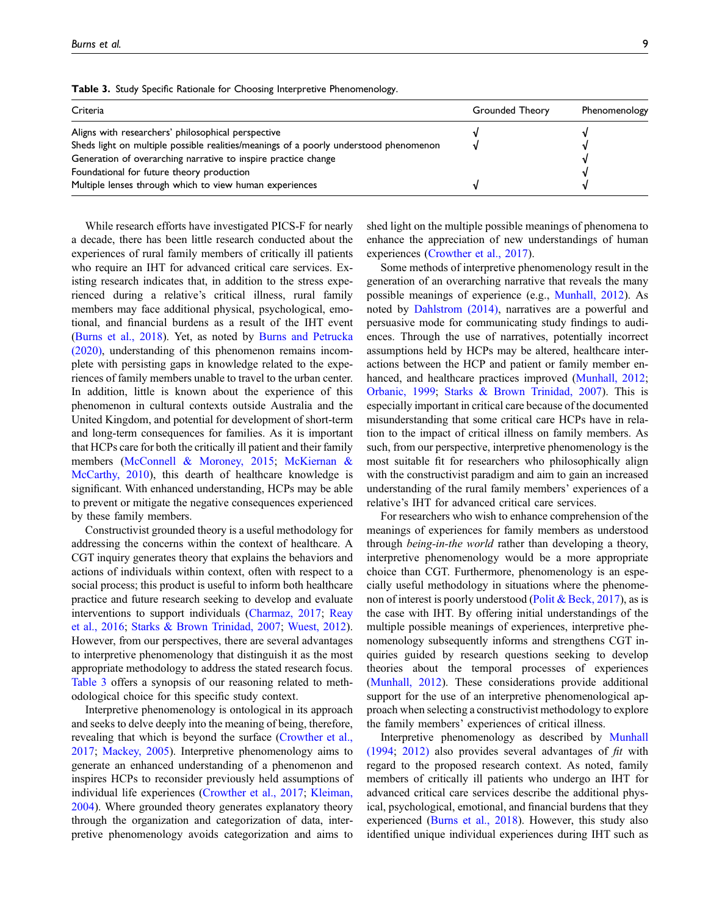**Table 3.** Study Specific Rationale for Choosing Interpretive Phenomenology.

| Criteria | Grounded Theory | Phenomenology |
| --- | --- | --- |
| Aligns with researchers' philosophical perspective | √ | √ |
| Sheds light on multiple possible realities/meanings of a poorly understood phenomenon | √ | √ |
| Generation of overarching narrative to inspire practice change | | √ |
| Foundational for future theory production | | √ |
| Multiple lenses through which to view human experiences | √ | √ |

While research efforts have investigated PICS-F for nearly a decade, there has been little research conducted about the experiences of rural family members of critically ill patients who require an IHT for advanced critical care services. Existing research indicates that, in addition to the stress experienced during a relative's critical illness, rural family members may face additional physical, psychological, emotional, and financial burdens as a result of the IHT event (Burns et al., 2018). Yet, as noted by Burns and Petrucka (2020), understanding of this phenomenon remains incomplete with persisting gaps in knowledge related to the experiences of family members unable to travel to the urban center. In addition, little is known about the experience of this phenomenon in cultural contexts outside Australia and the United Kingdom, and potential for development of short-term and long-term consequences for families. As it is important that HCPs care for both the critically ill patient and their family members (McConnell & Moroney, 2015; McKiernan & McCarthy, 2010), this dearth of healthcare knowledge is significant. With enhanced understanding, HCPs may be able to prevent or mitigate the negative consequences experienced by these family members.

Constructivist grounded theory is a useful methodology for addressing the concerns within the context of healthcare. A CGT inquiry generates theory that explains the behaviors and actions of individuals within context, often with respect to a social process; this product is useful to inform both healthcare practice and future research seeking to develop and evaluate interventions to support individuals (Charmaz, 2017; Reay et al., 2016; Starks & Brown Trinidad, 2007; Wuest, 2012). However, from our perspectives, there are several advantages to interpretive phenomenology that distinguish it as the most appropriate methodology to address the stated research focus. Table 3 offers a synopsis of our reasoning related to methodological choice for this specific study context.

Interpretive phenomenology is ontological in its approach and seeks to delve deeply into the meaning of being, therefore, revealing that which is beyond the surface (Crowther et al., 2017; Mackey, 2005). Interpretive phenomenology aims to generate an enhanced understanding of a phenomenon and inspires HCPs to reconsider previously held assumptions of individual life experiences (Crowther et al., 2017; Kleiman, 2004). Where grounded theory generates explanatory theory through the organization and categorization of data, interpretive phenomenology avoids categorization and aims to shed light on the multiple possible meanings of phenomena to enhance the appreciation of new understandings of human experiences (Crowther et al., 2017).

Some methods of interpretive phenomenology result in the generation of an overarching narrative that reveals the many possible meanings of experience (e.g., Munhall, 2012). As noted by Dahlstrom (2014), narratives are a powerful and persuasive mode for communicating study findings to audiences. Through the use of narratives, potentially incorrect assumptions held by HCPs may be altered, healthcare interactions between the HCP and patient or family member enhanced, and healthcare practices improved (Munhall, 2012; Orbanic, 1999; Starks & Brown Trinidad, 2007). This is especially important in critical care because of the documented misunderstanding that some critical care HCPs have in relation to the impact of critical illness on family members. As such, from our perspective, interpretive phenomenology is the most suitable fit for researchers who philosophically align with the constructivist paradigm and aim to gain an increased understanding of the rural family members' experiences of a relative's IHT for advanced critical care services.

For researchers who wish to enhance comprehension of the meanings of experiences for family members as understood through *being-in-the world* rather than developing a theory, interpretive phenomenology would be a more appropriate choice than CGT. Furthermore, phenomenology is an especially useful methodology in situations where the phenomenon of interest is poorly understood (Polit & Beck, 2017), as is the case with IHT. By offering initial understandings of the multiple possible meanings of experiences, interpretive phenomenology subsequently informs and strengthens CGT inquiries guided by research questions seeking to develop theories about the temporal processes of experiences (Munhall, 2012). These considerations provide additional support for the use of an interpretive phenomenological approach when selecting a constructivist methodology to explore the family members' experiences of critical illness.

Interpretive phenomenology as described by Munhall (1994; 2012) also provides several advantages of *fit* with regard to the proposed research context. As noted, family members of critically ill patients who undergo an IHT for advanced critical care services describe the additional physical, psychological, emotional, and financial burdens that they experienced (Burns et al., 2018). However, this study also identified unique individual experiences during IHT such as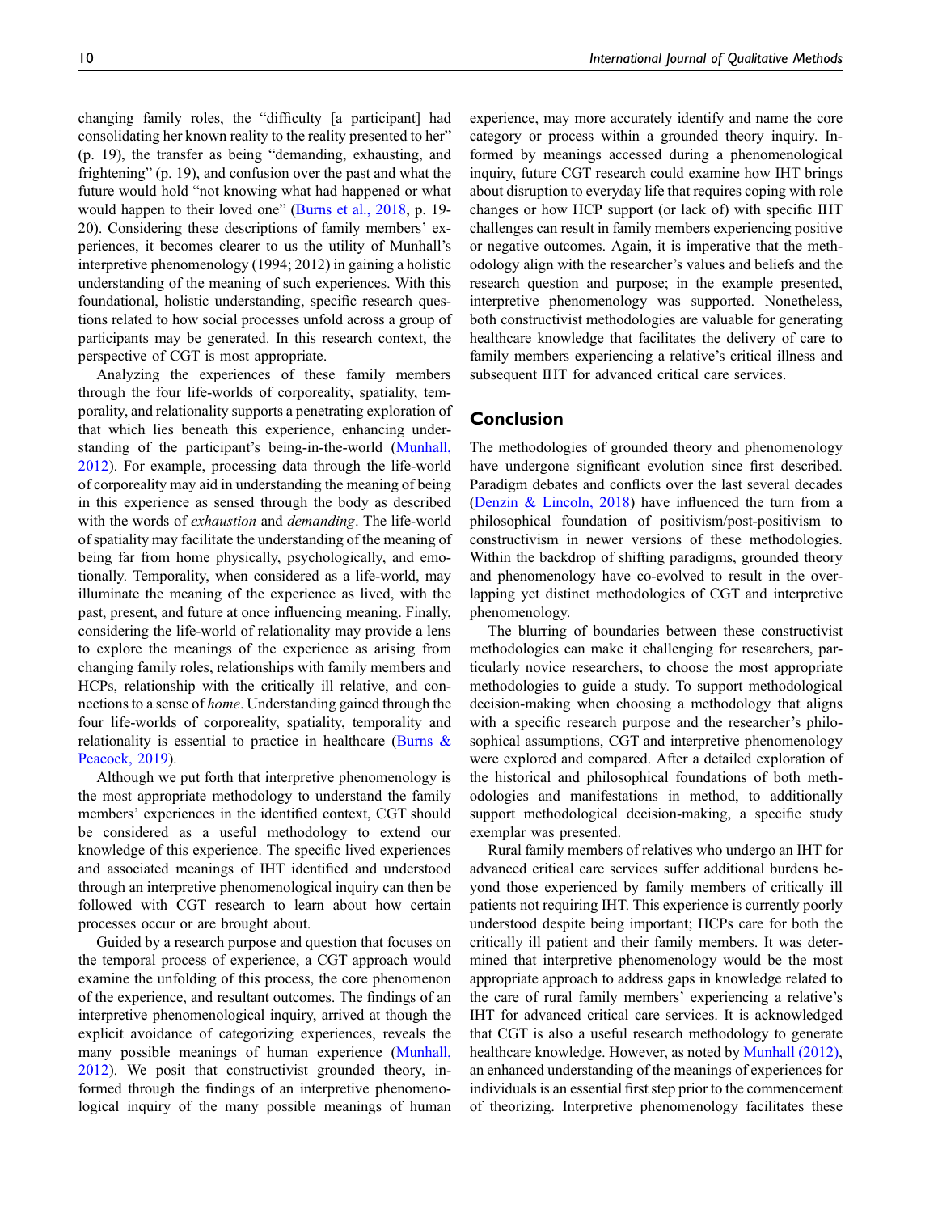changing family roles, the "difficulty [a participant] had consolidating her known reality to the reality presented to her" (p. 19), the transfer as being "demanding, exhausting, and frightening" (p. 19), and confusion over the past and what the future would hold "not knowing what had happened or what would happen to their loved one" (Burns et al., 2018, p. 19-20). Considering these descriptions of family members' experiences, it becomes clearer to us the utility of Munhall's interpretive phenomenology (1994; 2012) in gaining a holistic understanding of the meaning of such experiences. With this foundational, holistic understanding, specific research questions related to how social processes unfold across a group of participants may be generated. In this research context, the perspective of CGT is most appropriate.

Analyzing the experiences of these family members through the four life-worlds of corporeality, spatiality, temporality, and relationality supports a penetrating exploration of that which lies beneath this experience, enhancing understanding of the participant's being-in-the-world (Munhall, 2012). For example, processing data through the life-world of corporeality may aid in understanding the meaning of being in this experience as sensed through the body as described with the words of *exhaustion* and *demanding*. The life-world of spatiality may facilitate the understanding of the meaning of being far from home physically, psychologically, and emotionally. Temporality, when considered as a life-world, may illuminate the meaning of the experience as lived, with the past, present, and future at once influencing meaning. Finally, considering the life-world of relationality may provide a lens to explore the meanings of the experience as arising from changing family roles, relationships with family members and HCPs, relationship with the critically ill relative, and connections to a sense of *home*. Understanding gained through the four life-worlds of corporeality, spatiality, temporality and relationality is essential to practice in healthcare (Burns & Peacock, 2019).

Although we put forth that interpretive phenomenology is the most appropriate methodology to understand the family members' experiences in the identified context, CGT should be considered as a useful methodology to extend our knowledge of this experience. The specific lived experiences and associated meanings of IHT identified and understood through an interpretive phenomenological inquiry can then be followed with CGT research to learn about how certain processes occur or are brought about.

Guided by a research purpose and question that focuses on the temporal process of experience, a CGT approach would examine the unfolding of this process, the core phenomenon of the experience, and resultant outcomes. The findings of an interpretive phenomenological inquiry, arrived at though the explicit avoidance of categorizing experiences, reveals the many possible meanings of human experience (Munhall, 2012). We posit that constructivist grounded theory, informed through the findings of an interpretive phenomenological inquiry of the many possible meanings of human experience, may more accurately identify and name the core category or process within a grounded theory inquiry. Informed by meanings accessed during a phenomenological inquiry, future CGT research could examine how IHT brings about disruption to everyday life that requires coping with role changes or how HCP support (or lack of) with specific IHT challenges can result in family members experiencing positive or negative outcomes. Again, it is imperative that the methodology align with the researcher's values and beliefs and the research question and purpose; in the example presented, interpretive phenomenology was supported. Nonetheless, both constructivist methodologies are valuable for generating healthcare knowledge that facilitates the delivery of care to family members experiencing a relative's critical illness and subsequent IHT for advanced critical care services.

## Conclusion

The methodologies of grounded theory and phenomenology have undergone significant evolution since first described. Paradigm debates and conflicts over the last several decades (Denzin & Lincoln, 2018) have influenced the turn from a philosophical foundation of positivism/post-positivism to constructivism in newer versions of these methodologies. Within the backdrop of shifting paradigms, grounded theory and phenomenology have co-evolved to result in the overlapping yet distinct methodologies of CGT and interpretive phenomenology.

The blurring of boundaries between these constructivist methodologies can make it challenging for researchers, particularly novice researchers, to choose the most appropriate methodologies to guide a study. To support methodological decision-making when choosing a methodology that aligns with a specific research purpose and the researcher's philosophical assumptions, CGT and interpretive phenomenology were explored and compared. After a detailed exploration of the historical and philosophical foundations of both methodologies and manifestations in method, to additionally support methodological decision-making, a specific study exemplar was presented.

Rural family members of relatives who undergo an IHT for advanced critical care services suffer additional burdens beyond those experienced by family members of critically ill patients not requiring IHT. This experience is currently poorly understood despite being important; HCPs care for both the critically ill patient and their family members. It was determined that interpretive phenomenology would be the most appropriate approach to address gaps in knowledge related to the care of rural family members' experiencing a relative's IHT for advanced critical care services. It is acknowledged that CGT is also a useful research methodology to generate healthcare knowledge. However, as noted by Munhall (2012), an enhanced understanding of the meanings of experiences for individuals is an essential first step prior to the commencement of theorizing. Interpretive phenomenology facilitates these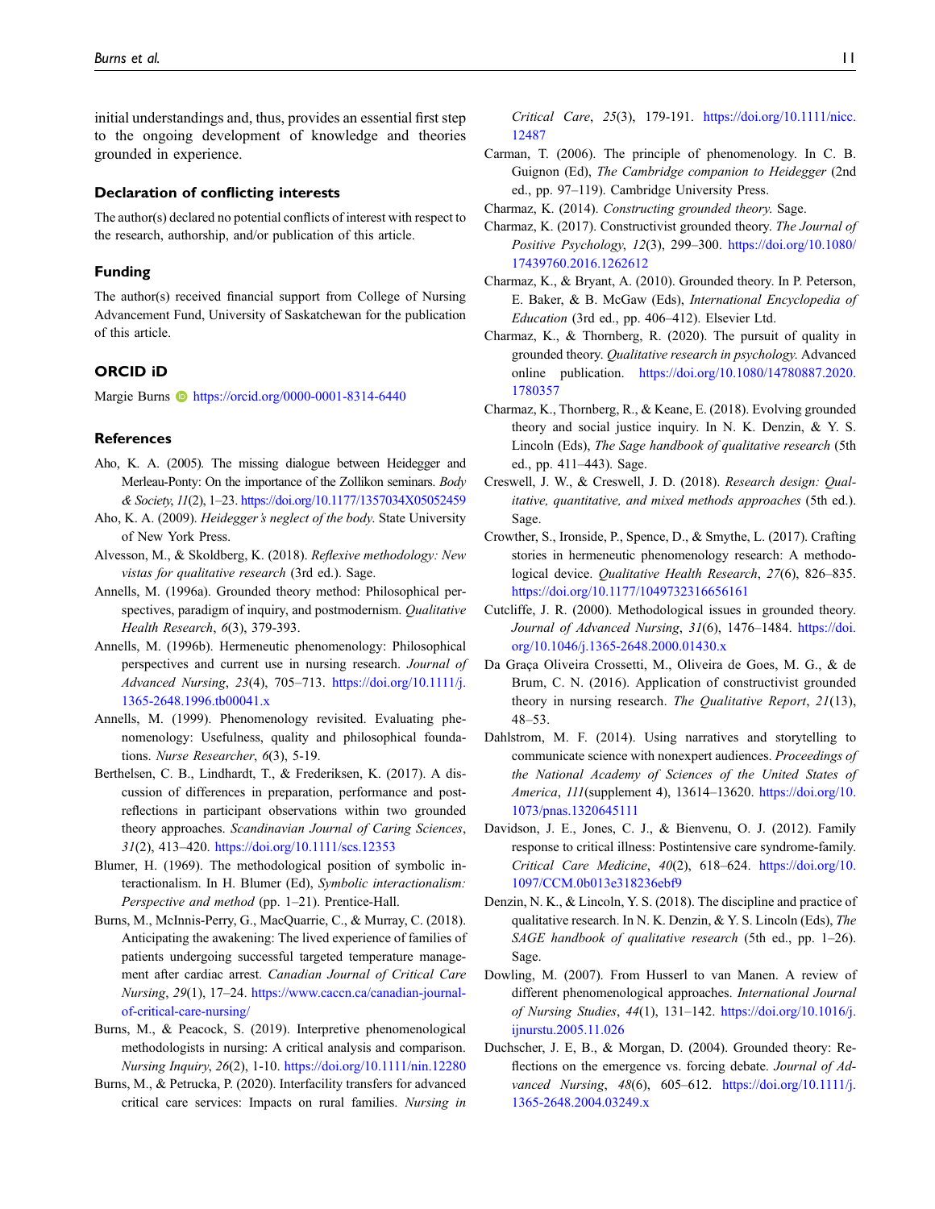initial understandings and, thus, provides an essential first step to the ongoing development of knowledge and theories grounded in experience.

## Declaration of conflicting interests

The author(s) declared no potential conflicts of interest with respect to the research, authorship, and/or publication of this article.

## Funding

The author(s) received financial support from College of Nursing Advancement Fund, University of Saskatchewan for the publication of this article.

## ORCID iD

Margie Burns https://orcid.org/0000-0001-8314-6440

## References

Aho, K. A. (2005). The missing dialogue between Heidegger and Merleau-Ponty: On the importance of the Zollikon seminars. *Body & Society*, *11*(2), 1–23. https://doi.org/10.1177/1357034X05052459

Aho, K. A. (2009). *Heidegger's neglect of the body*. State University of New York Press.

Alvesson, M., & Skoldberg, K. (2018). *Reflexive methodology: New vistas for qualitative research* (3rd ed.). Sage.

Annells, M. (1996a). Grounded theory method: Philosophical perspectives, paradigm of inquiry, and postmodernism. *Qualitative Health Research*, *6*(3), 379-393.

Annells, M. (1996b). Hermeneutic phenomenology: Philosophical perspectives and current use in nursing research. *Journal of Advanced Nursing*, *23*(4), 705–713. https://doi.org/10.1111/j.1365-2648.1996.tb00041.x

Annells, M. (1999). Phenomenology revisited. Evaluating phenomenology: Usefulness, quality and philosophical foundations. *Nurse Researcher*, *6*(3), 5-19.

Berthelsen, C. B., Lindhardt, T., & Frederiksen, K. (2017). A discussion of differences in preparation, performance and post-reflections in participant observations within two grounded theory approaches. *Scandinavian Journal of Caring Sciences*, *31*(2), 413–420. https://doi.org/10.1111/scs.12353

Blumer, H. (1969). The methodological position of symbolic interactionalism. In H. Blumer (Ed), *Symbolic interactionalism: Perspective and method* (pp. 1–21). Prentice-Hall.

Burns, M., McInnis-Perry, G., MacQuarrie, C., & Murray, C. (2018). Anticipating the awakening: The lived experience of families of patients undergoing successful targeted temperature management after cardiac arrest. *Canadian Journal of Critical Care Nursing*, *29*(1), 17–24. https://www.caccn.ca/canadian-journal-of-critical-care-nursing/

Burns, M., & Peacock, S. (2019). Interpretive phenomenological methodologists in nursing: A critical analysis and comparison. *Nursing Inquiry*, *26*(2), 1-10. https://doi.org/10.1111/nin.12280

Burns, M., & Petrucka, P. (2020). Interfacility transfers for advanced critical care services: Impacts on rural families. *Nursing in Critical Care*, *25*(3), 179-191. https://doi.org/10.1111/nicc.12487

Carman, T. (2006). The principle of phenomenology. In C. B. Guignon (Ed), *The Cambridge companion to Heidegger* (2nd ed., pp. 97–119). Cambridge University Press.

Charmaz, K. (2014). *Constructing grounded theory*. Sage.

Charmaz, K. (2017). Constructivist grounded theory. *The Journal of Positive Psychology*, *12*(3), 299–300. https://doi.org/10.1080/17439760.2016.1262612

Charmaz, K., & Bryant, A. (2010). Grounded theory. In P. Peterson, E. Baker, & B. McGaw (Eds), *International Encyclopedia of Education* (3rd ed., pp. 406–412). Elsevier Ltd.

Charmaz, K., & Thornberg, R. (2020). The pursuit of quality in grounded theory. *Qualitative research in psychology*. Advanced online publication. https://doi.org/10.1080/14780887.2020.1780357

Charmaz, K., Thornberg, R., & Keane, E. (2018). Evolving grounded theory and social justice inquiry. In N. K. Denzin, & Y. S. Lincoln (Eds), *The Sage handbook of qualitative research* (5th ed., pp. 411–443). Sage.

Creswell, J. W., & Creswell, J. D. (2018). *Research design: Qualitative, quantitative, and mixed methods approaches* (5th ed.). Sage.

Crowther, S., Ironside, P., Spence, D., & Smythe, L. (2017). Crafting stories in hermeneutic phenomenology research: A methodological device. *Qualitative Health Research*, *27*(6), 826–835. https://doi.org/10.1177/1049732316656161

Cutcliffe, J. R. (2000). Methodological issues in grounded theory. *Journal of Advanced Nursing*, *31*(6), 1476–1484. https://doi.org/10.1046/j.1365-2648.2000.01430.x

Da Graça Oliveira Crossetti, M., Oliveira de Goes, M. G., & de Brum, C. N. (2016). Application of constructivist grounded theory in nursing research. *The Qualitative Report*, *21*(13), 48–53.

Dahlstrom, M. F. (2014). Using narratives and storytelling to communicate science with nonexpert audiences. *Proceedings of the National Academy of Sciences of the United States of America*, *111*(supplement 4), 13614–13620. https://doi.org/10.1073/pnas.1320645111

Davidson, J. E., Jones, C. J., & Bienvenu, O. J. (2012). Family response to critical illness: Postintensive care syndrome-family. *Critical Care Medicine*, *40*(2), 618–624. https://doi.org/10.1097/CCM.0b013e318236ebf9

Denzin, N. K., & Lincoln, Y. S. (2018). The discipline and practice of qualitative research. In N. K. Denzin, & Y. S. Lincoln (Eds), *The SAGE handbook of qualitative research* (5th ed., pp. 1–26). Sage.

Dowling, M. (2007). From Husserl to van Manen. A review of different phenomenological approaches. *International Journal of Nursing Studies*, *44*(1), 131–142. https://doi.org/10.1016/j.ijnurstu.2005.11.026

Duchscher, J. E, B., & Morgan, D. (2004). Grounded theory: Reflections on the emergence vs. forcing debate. *Journal of Advanced Nursing*, *48*(6), 605–612. https://doi.org/10.1111/j.1365-2648.2004.03249.x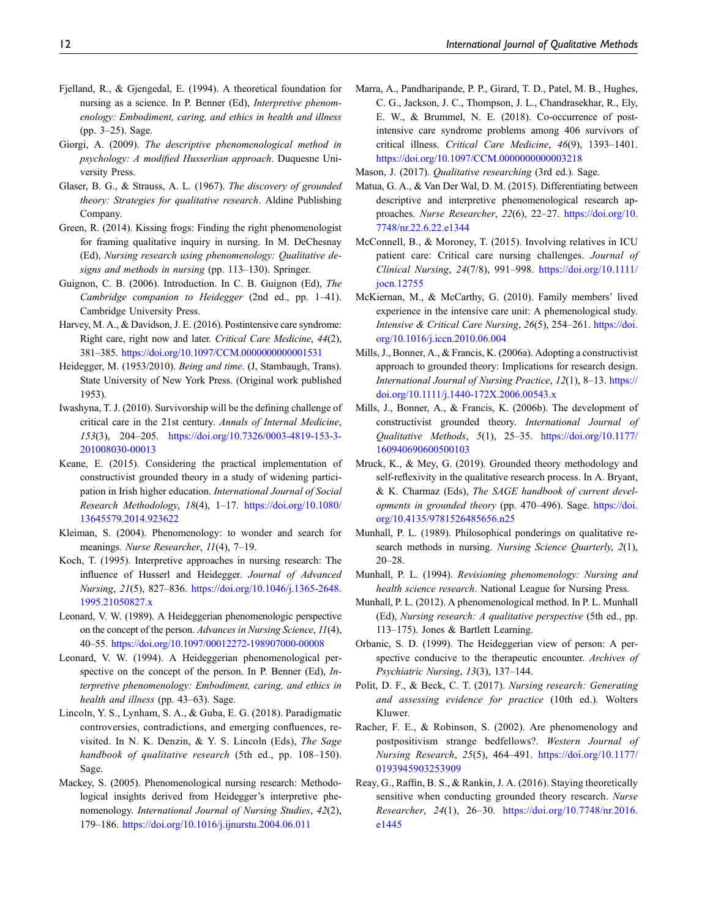Fjelland, R., & Gjengedal, E. (1994). A theoretical foundation for nursing as a science. In P. Benner (Ed), *Interpretive phenomenology: Embodiment, caring, and ethics in health and illness* (pp. 3–25). Sage.

Giorgi, A. (2009). *The descriptive phenomenological method in psychology: A modified Husserlian approach*. Duquesne University Press.

Glaser, B. G., & Strauss, A. L. (1967). *The discovery of grounded theory: Strategies for qualitative research*. Aldine Publishing Company.

Green, R. (2014). Kissing frogs: Finding the right phenomenologist for framing qualitative inquiry in nursing. In M. DeChesnay (Ed), *Nursing research using phenomenology: Qualitative designs and methods in nursing* (pp. 113–130). Springer.

Guignon, C. B. (2006). Introduction. In C. B. Guignon (Ed), *The Cambridge companion to Heidegger* (2nd ed., pp. 1–41). Cambridge University Press.

Harvey, M. A., & Davidson, J. E. (2016). Postintensive care syndrome: Right care, right now and later. *Critical Care Medicine*, *44*(2), 381–385. https://doi.org/10.1097/CCM.0000000000001531

Heidegger, M. (1953/2010). *Being and time*. (J, Stambaugh, Trans). State University of New York Press. (Original work published 1953).

Iwashyna, T. J. (2010). Survivorship will be the defining challenge of critical care in the 21st century. *Annals of Internal Medicine*, *153*(3), 204–205. https://doi.org/10.7326/0003-4819-153-3-201008030-00013

Keane, E. (2015). Considering the practical implementation of constructivist grounded theory in a study of widening participation in Irish higher education. *International Journal of Social Research Methodology*, *18*(4), 1–17. https://doi.org/10.1080/13645579.2014.923622

Kleiman, S. (2004). Phenomenology: to wonder and search for meanings. *Nurse Researcher*, *11*(4), 7–19.

Koch, T. (1995). Interpretive approaches in nursing research: The influence of Husserl and Heidegger. *Journal of Advanced Nursing*, *21*(5), 827–836. https://doi.org/10.1046/j.1365-2648.1995.21050827.x

Leonard, V. W. (1989). A Heideggerian phenomenologic perspective on the concept of the person. *Advances in Nursing Science*, *11*(4), 40–55. https://doi.org/10.1097/00012272-198907000-00008

Leonard, V. W. (1994). A Heideggerian phenomenological perspective on the concept of the person. In P. Benner (Ed), *Interpretive phenomenology: Embodiment, caring, and ethics in health and illness* (pp. 43–63). Sage.

Lincoln, Y. S., Lynham, S. A., & Guba, E. G. (2018). Paradigmatic controversies, contradictions, and emerging confluences, revisited. In N. K. Denzin, & Y. S. Lincoln (Eds), *The Sage handbook of qualitative research* (5th ed., pp. 108–150). Sage.

Mackey, S. (2005). Phenomenological nursing research: Methodological insights derived from Heidegger's interpretive phenomenology. *International Journal of Nursing Studies*, *42*(2), 179–186. https://doi.org/10.1016/j.ijnurstu.2004.06.011

Marra, A., Pandharipande, P. P., Girard, T. D., Patel, M. B., Hughes, C. G., Jackson, J. C., Thompson, J. L., Chandrasekhar, R., Ely, E. W., & Brummel, N. E. (2018). Co-occurrence of post-intensive care syndrome problems among 406 survivors of critical illness. *Critical Care Medicine*, *46*(9), 1393–1401. https://doi.org/10.1097/CCM.0000000000003218

Mason, J. (2017). *Qualitative researching* (3rd ed.). Sage.

Matua, G. A., & Van Der Wal, D. M. (2015). Differentiating between descriptive and interpretive phenomenological research approaches. *Nurse Researcher*, *22*(6), 22–27. https://doi.org/10.7748/nr.22.6.22.e1344

McConnell, B., & Moroney, T. (2015). Involving relatives in ICU patient care: Critical care nursing challenges. *Journal of Clinical Nursing*, *24*(7/8), 991–998. https://doi.org/10.1111/jocn.12755

McKiernan, M., & McCarthy, G. (2010). Family members' lived experience in the intensive care unit: A phemenological study. *Intensive & Critical Care Nursing*, *26*(5), 254–261. https://doi.org/10.1016/j.iccn.2010.06.004

Mills, J., Bonner, A., & Francis, K. (2006a). Adopting a constructivist approach to grounded theory: Implications for research design. *International Journal of Nursing Practice*, *12*(1), 8–13. https://doi.org/10.1111/j.1440-172X.2006.00543.x

Mills, J., Bonner, A., & Francis, K. (2006b). The development of constructivist grounded theory. *International Journal of Qualitative Methods*, *5*(1), 25–35. https://doi.org/10.1177/160940690600500103

Mruck, K., & Mey, G. (2019). Grounded theory methodology and self-reflexivity in the qualitative research process. In A. Bryant, & K. Charmaz (Eds), *The SAGE handbook of current developments in grounded theory* (pp. 470–496). Sage. https://doi.org/10.4135/9781526485656.n25

Munhall, P. L. (1989). Philosophical ponderings on qualitative research methods in nursing. *Nursing Science Quarterly*, *2*(1), 20–28.

Munhall, P. L. (1994). *Revisioning phenomenology: Nursing and health science research*. National League for Nursing Press.

Munhall, P. L. (2012). A phenomenological method. In P. L. Munhall (Ed), *Nursing research: A qualitative perspective* (5th ed., pp. 113–175). Jones & Bartlett Learning.

Orbanic, S. D. (1999). The Heideggerian view of person: A perspective conducive to the therapeutic encounter. *Archives of Psychiatric Nursing*, *13*(3), 137–144.

Polit, D. F., & Beck, C. T. (2017). *Nursing research: Generating and assessing evidence for practice* (10th ed.). Wolters Kluwer.

Racher, F. E., & Robinson, S. (2002). Are phenomenology and postpositivism strange bedfellows?. *Western Journal of Nursing Research*, *25*(5), 464–491. https://doi.org/10.1177/0193945903253909

Reay, G., Raffin, B. S., & Rankin, J. A. (2016). Staying theoretically sensitive when conducting grounded theory research. *Nurse Researcher*, *24*(1), 26–30. https://doi.org/10.7748/nr.2016.e1445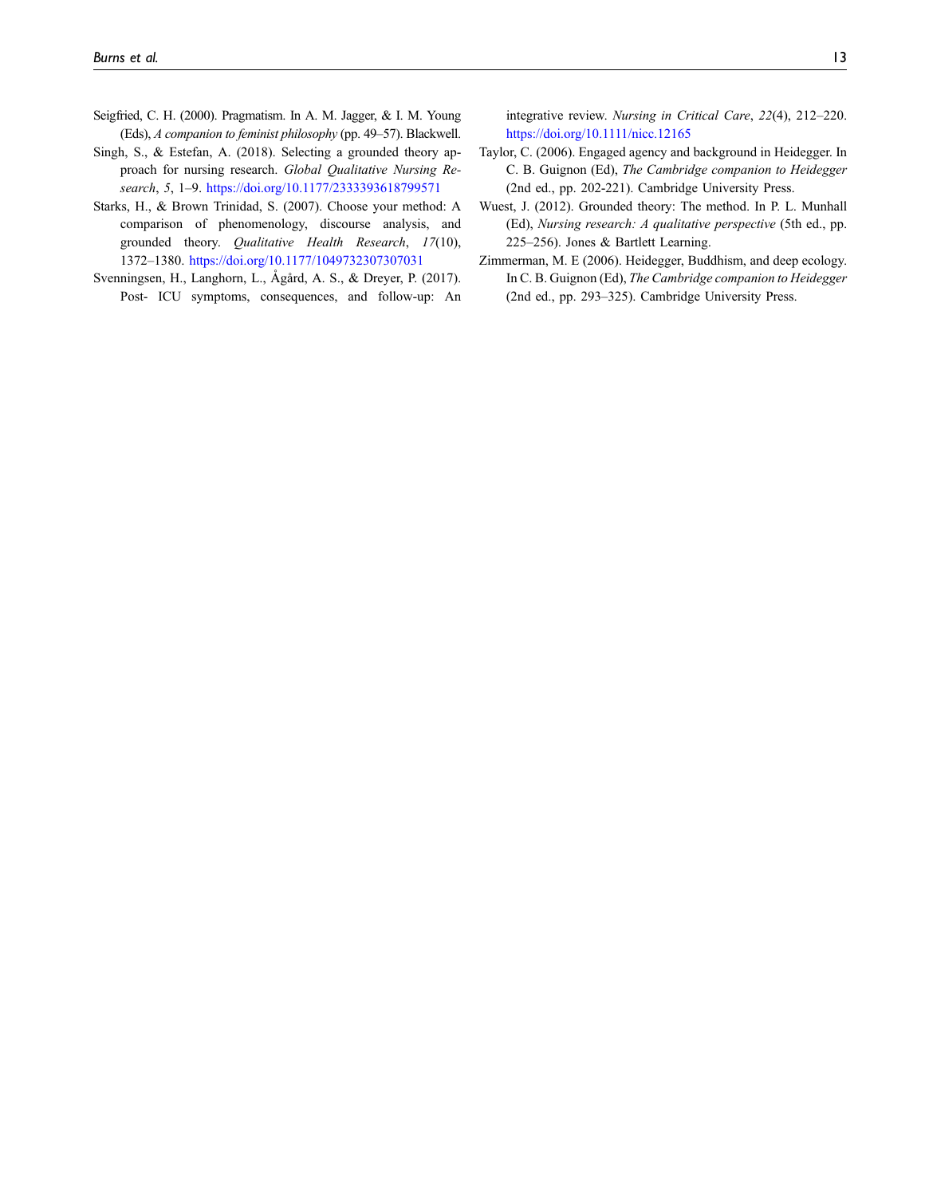Seigfried, C. H. (2000). Pragmatism. In A. M. Jagger, & I. M. Young (Eds), *A companion to feminist philosophy* (pp. 49–57). Blackwell.

Singh, S., & Estefan, A. (2018). Selecting a grounded theory approach for nursing research. *Global Qualitative Nursing Research*, *5*, 1–9. https://doi.org/10.1177/2333393618799571

Starks, H., & Brown Trinidad, S. (2007). Choose your method: A comparison of phenomenology, discourse analysis, and grounded theory. *Qualitative Health Research*, *17*(10), 1372–1380. https://doi.org/10.1177/1049732307307031

Svenningsen, H., Langhorn, L., Ågård, A. S., & Dreyer, P. (2017). Post- ICU symptoms, consequences, and follow-up: An integrative review. *Nursing in Critical Care*, *22*(4), 212–220. https://doi.org/10.1111/nicc.12165

Taylor, C. (2006). Engaged agency and background in Heidegger. In C. B. Guignon (Ed), *The Cambridge companion to Heidegger* (2nd ed., pp. 202-221). Cambridge University Press.

Wuest, J. (2012). Grounded theory: The method. In P. L. Munhall (Ed), *Nursing research: A qualitative perspective* (5th ed., pp. 225–256). Jones & Bartlett Learning.

Zimmerman, M. E (2006). Heidegger, Buddhism, and deep ecology. In C. B. Guignon (Ed), *The Cambridge companion to Heidegger* (2nd ed., pp. 293–325). Cambridge University Press.